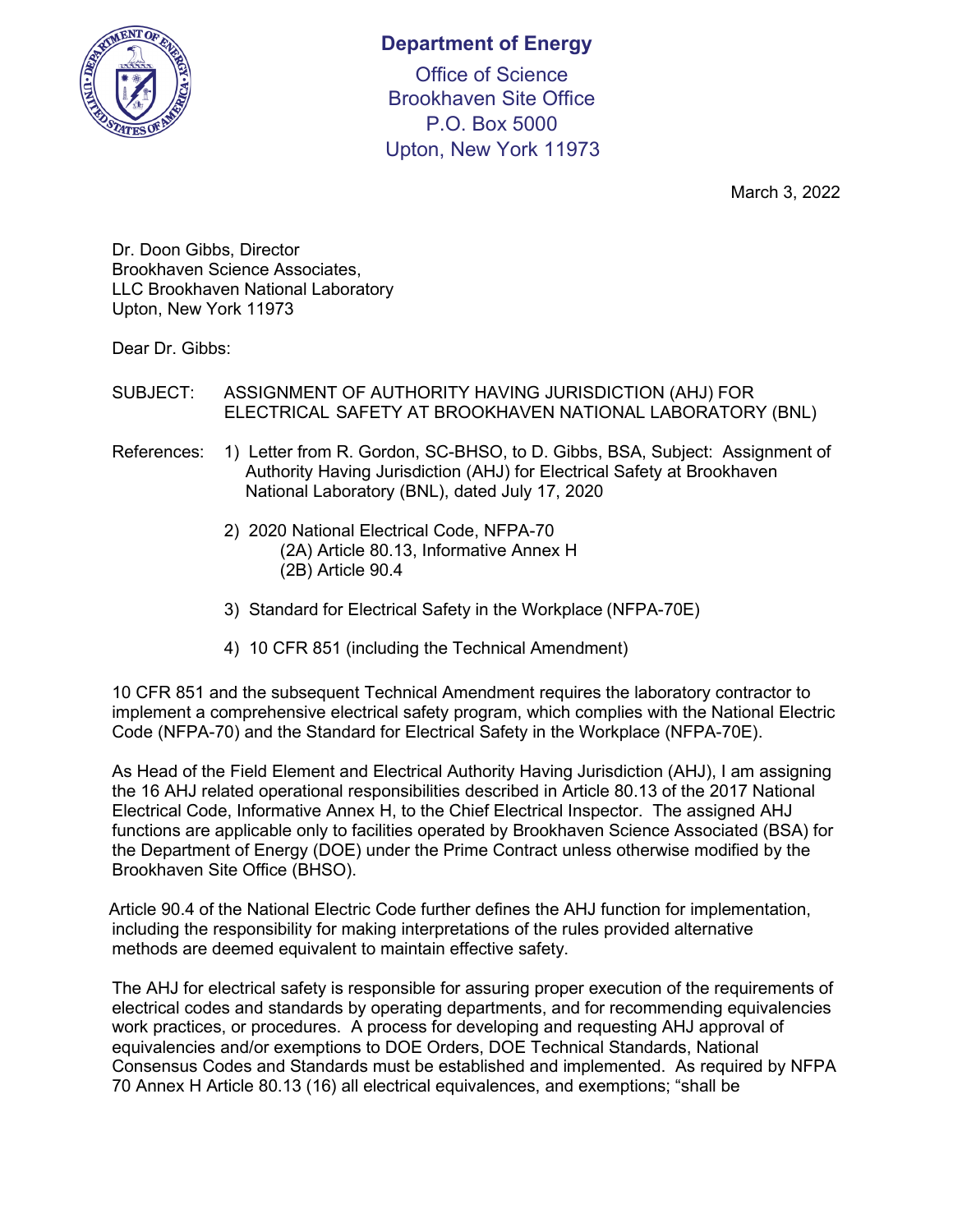**Department of Energy**

Office of Science
Brookhaven Site Office
P.O. Box 5000
Upton, New York 11973

March 3, 2022

Dr. Doon Gibbs, Director
Brookhaven Science Associates,
LLC Brookhaven National Laboratory
Upton, New York 11973

Dear Dr. Gibbs:

SUBJECT: ASSIGNMENT OF AUTHORITY HAVING JURISDICTION (AHJ) FOR ELECTRICAL SAFETY AT BROOKHAVEN NATIONAL LABORATORY (BNL)

References:

1) Letter from R. Gordon, SC-BHSO, to D. Gibbs, BSA, Subject: Assignment of Authority Having Jurisdiction (AHJ) for Electrical Safety at Brookhaven National Laboratory (BNL), dated July 17, 2020

2) 2020 National Electrical Code, NFPA-70
   (2A) Article 80.13, Informative Annex H
   (2B) Article 90.4

3) Standard for Electrical Safety in the Workplace (NFPA-70E)

4) 10 CFR 851 (including the Technical Amendment)

10 CFR 851 and the subsequent Technical Amendment requires the laboratory contractor to implement a comprehensive electrical safety program, which complies with the National Electric Code (NFPA-70) and the Standard for Electrical Safety in the Workplace (NFPA-70E).

As Head of the Field Element and Electrical Authority Having Jurisdiction (AHJ), I am assigning the 16 AHJ related operational responsibilities described in Article 80.13 of the 2017 National Electrical Code, Informative Annex H, to the Chief Electrical Inspector. The assigned AHJ functions are applicable only to facilities operated by Brookhaven Science Associated (BSA) for the Department of Energy (DOE) under the Prime Contract unless otherwise modified by the Brookhaven Site Office (BHSO).

Article 90.4 of the National Electric Code further defines the AHJ function for implementation, including the responsibility for making interpretations of the rules provided alternative methods are deemed equivalent to maintain effective safety.

The AHJ for electrical safety is responsible for assuring proper execution of the requirements of electrical codes and standards by operating departments, and for recommending equivalencies work practices, or procedures. A process for developing and requesting AHJ approval of equivalencies and/or exemptions to DOE Orders, DOE Technical Standards, National Consensus Codes and Standards must be established and implemented. As required by NFPA 70 Annex H Article 80.13 (16) all electrical equivalences, and exemptions; "shall be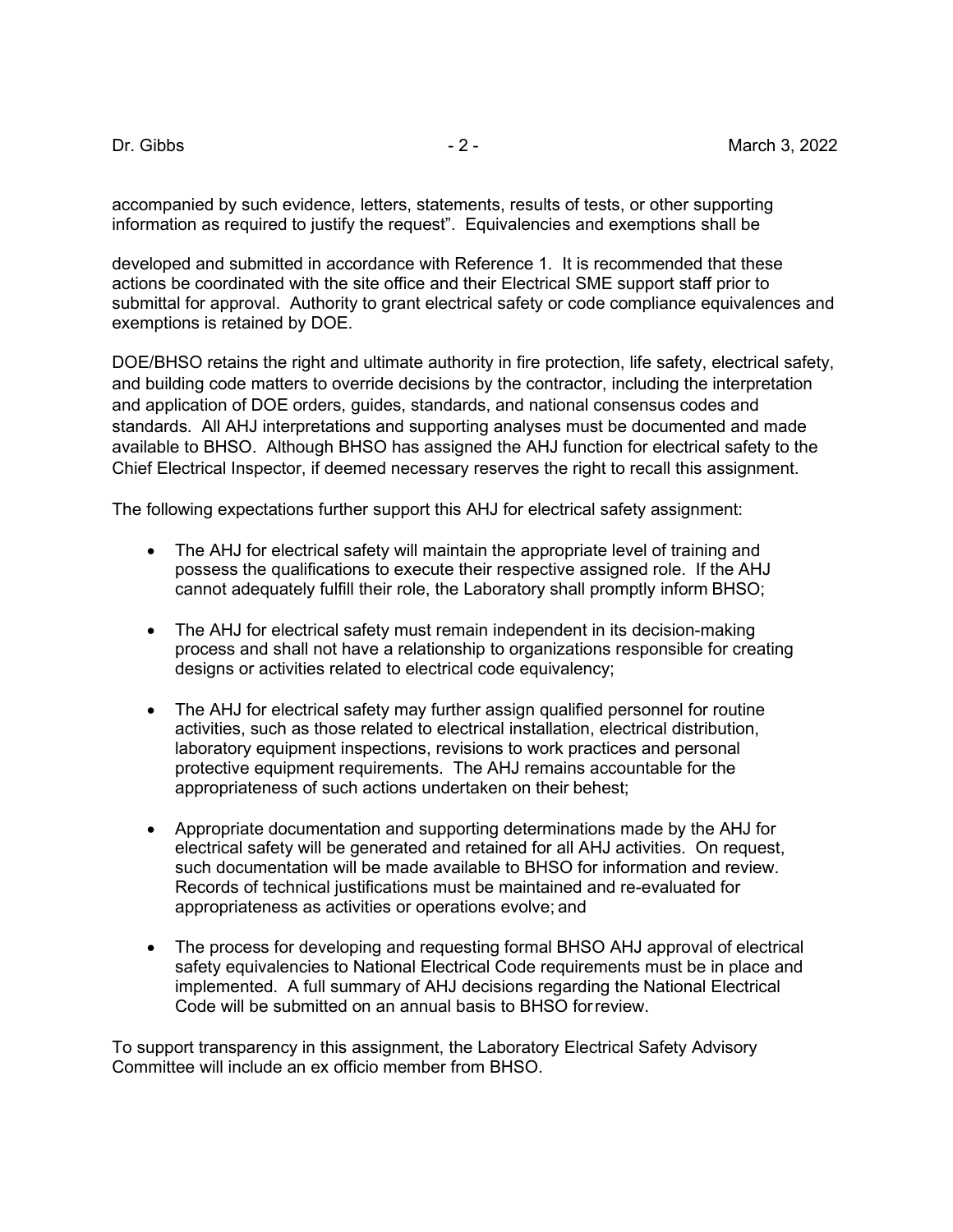accompanied by such evidence, letters, statements, results of tests, or other supporting information as required to justify the request". Equivalencies and exemptions shall be developed and submitted in accordance with Reference 1. It is recommended that these actions be coordinated with the site office and their Electrical SME support staff prior to submittal for approval. Authority to grant electrical safety or code compliance equivalences and exemptions is retained by DOE.

DOE/BHSO retains the right and ultimate authority in fire protection, life safety, electrical safety, and building code matters to override decisions by the contractor, including the interpretation and application of DOE orders, guides, standards, and national consensus codes and standards. All AHJ interpretations and supporting analyses must be documented and made available to BHSO. Although BHSO has assigned the AHJ function for electrical safety to the Chief Electrical Inspector, if deemed necessary reserves the right to recall this assignment.

The following expectations further support this AHJ for electrical safety assignment:

- The AHJ for electrical safety will maintain the appropriate level of training and possess the qualifications to execute their respective assigned role. If the AHJ cannot adequately fulfill their role, the Laboratory shall promptly inform BHSO;

- The AHJ for electrical safety must remain independent in its decision-making process and shall not have a relationship to organizations responsible for creating designs or activities related to electrical code equivalency;

- The AHJ for electrical safety may further assign qualified personnel for routine activities, such as those related to electrical installation, electrical distribution, laboratory equipment inspections, revisions to work practices and personal protective equipment requirements. The AHJ remains accountable for the appropriateness of such actions undertaken on their behest;

- Appropriate documentation and supporting determinations made by the AHJ for electrical safety will be generated and retained for all AHJ activities. On request, such documentation will be made available to BHSO for information and review. Records of technical justifications must be maintained and re-evaluated for appropriateness as activities or operations evolve; and

- The process for developing and requesting formal BHSO AHJ approval of electrical safety equivalencies to National Electrical Code requirements must be in place and implemented. A full summary of AHJ decisions regarding the National Electrical Code will be submitted on an annual basis to BHSO for review.

To support transparency in this assignment, the Laboratory Electrical Safety Advisory Committee will include an ex officio member from BHSO.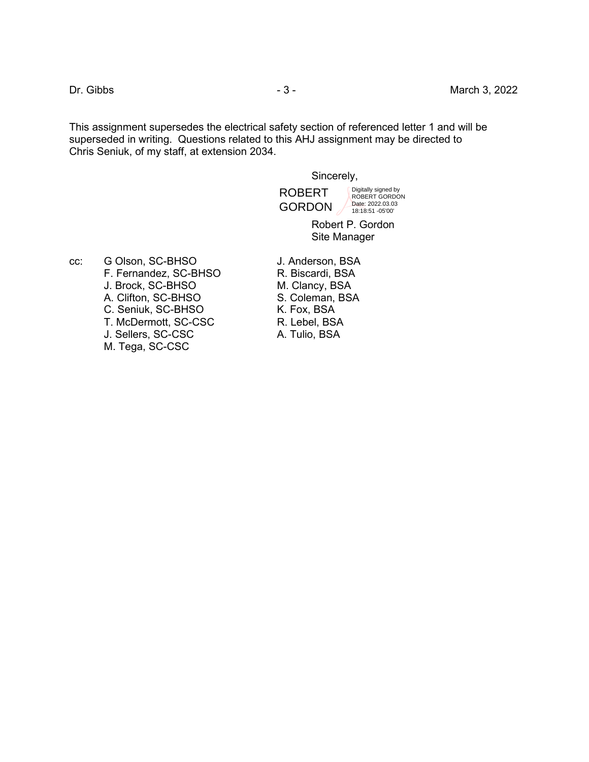This assignment supersedes the electrical safety section of referenced letter 1 and will be superseded in writing. Questions related to this AHJ assignment may be directed to Chris Seniuk, of my staff, at extension 2034.

Sincerely,

ROBERT GORDON

Digitally signed by ROBERT GORDON
Date: 2022.03.03 18:18:51 -05'00'

Robert P. Gordon
Site Manager

cc:

G Olson, SC-BHSO
F. Fernandez, SC-BHSO
J. Brock, SC-BHSO
A. Clifton, SC-BHSO
C. Seniuk, SC-BHSO
T. McDermott, SC-CSC
J. Sellers, SC-CSC
M. Tega, SC-CSC
J. Anderson, BSA
R. Biscardi, BSA
M. Clancy, BSA
S. Coleman, BSA
K. Fox, BSA
R. Lebel, BSA
A. Tulio, BSA